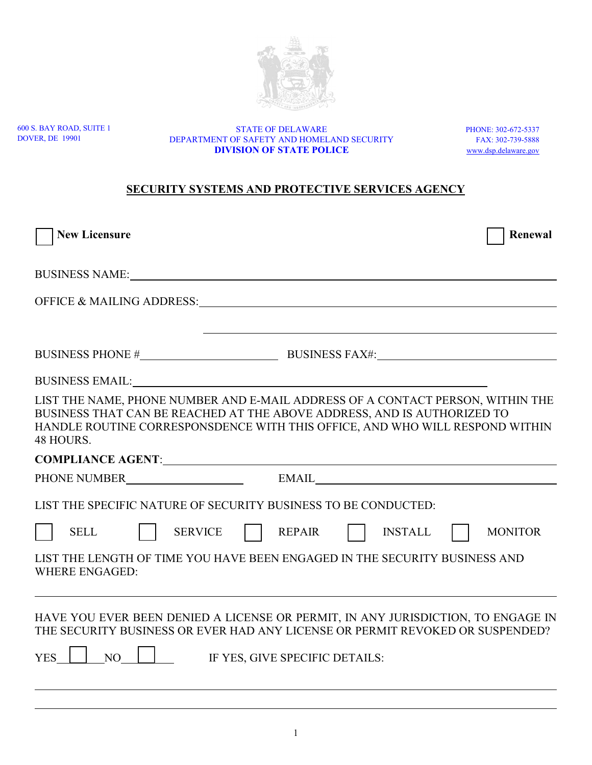600 S. BAY ROAD, SUITE 1
DOVER, DE 19901

STATE OF DELAWARE
DEPARTMENT OF SAFETY AND HOMELAND SECURITY
**DIVISION OF STATE POLICE**

PHONE: 302-672-5337
FAX: 302-739-5888
www.dsp.delaware.gov

## SECURITY SYSTEMS AND PROTECTIVE SERVICES AGENCY

☐ **New Licensure** ☐ **Renewal**

BUSINESS NAME: ______________________________

OFFICE & MAILING ADDRESS: ______________________________

______________________________

BUSINESS PHONE # ______________________ BUSINESS FAX#: ______________________

BUSINESS EMAIL: ______________________________

LIST THE NAME, PHONE NUMBER AND E-MAIL ADDRESS OF A CONTACT PERSON, WITHIN THE BUSINESS THAT CAN BE REACHED AT THE ABOVE ADDRESS, AND IS AUTHORIZED TO HANDLE ROUTINE CORRESPONSDENCE WITH THIS OFFICE, AND WHO WILL RESPOND WITHIN 48 HOURS.

**COMPLIANCE AGENT**: ______________________________

PHONE NUMBER ______________________ EMAIL ______________________

LIST THE SPECIFIC NATURE OF SECURITY BUSINESS TO BE CONDUCTED:

☐ SELL ☐ SERVICE ☐ REPAIR ☐ INSTALL ☐ MONITOR

LIST THE LENGTH OF TIME YOU HAVE BEEN ENGAGED IN THE SECURITY BUSINESS AND WHERE ENGAGED:

______________________________

HAVE YOU EVER BEEN DENIED A LICENSE OR PERMIT, IN ANY JURISDICTION, TO ENGAGE IN THE SECURITY BUSINESS OR EVER HAD ANY LICENSE OR PERMIT REVOKED OR SUSPENDED?

YES ☐ NO ☐ IF YES, GIVE SPECIFIC DETAILS:

______________________________

______________________________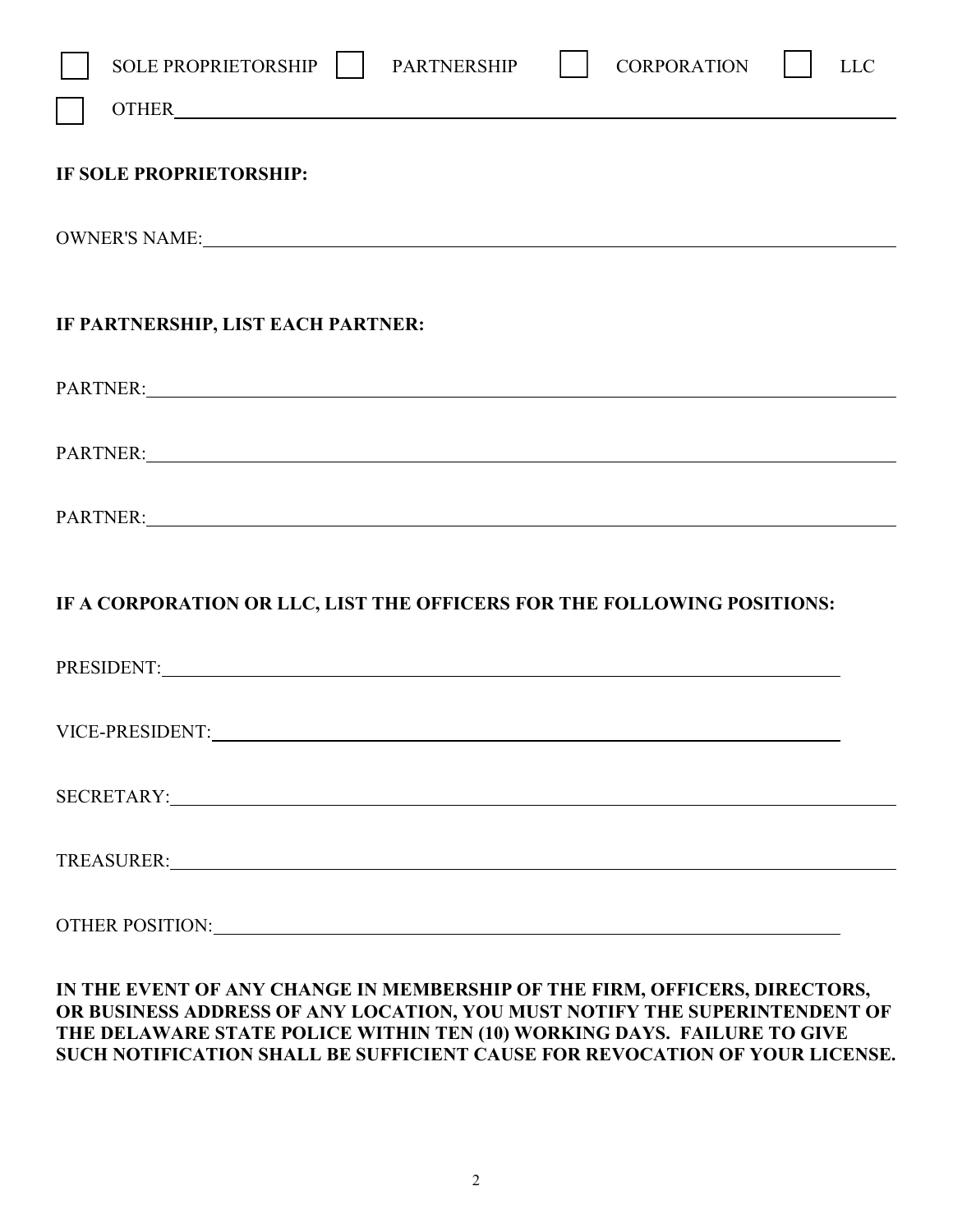☐ SOLE PROPRIETORSHIP ☐ PARTNERSHIP ☐ CORPORATION ☐ LLC

☐ OTHER ______________________________________________

**IF SOLE PROPRIETORSHIP:**

OWNER'S NAME: ______________________________________________

**IF PARTNERSHIP, LIST EACH PARTNER:**

PARTNER: ______________________________________________

PARTNER: ______________________________________________

PARTNER: ______________________________________________

**IF A CORPORATION OR LLC, LIST THE OFFICERS FOR THE FOLLOWING POSITIONS:**

PRESIDENT: ______________________________________________

VICE-PRESIDENT: ______________________________________________

SECRETARY: ______________________________________________

TREASURER: ______________________________________________

OTHER POSITION: ______________________________________________

**IN THE EVENT OF ANY CHANGE IN MEMBERSHIP OF THE FIRM, OFFICERS, DIRECTORS, OR BUSINESS ADDRESS OF ANY LOCATION, YOU MUST NOTIFY THE SUPERINTENDENT OF THE DELAWARE STATE POLICE WITHIN TEN (10) WORKING DAYS. FAILURE TO GIVE SUCH NOTIFICATION SHALL BE SUFFICIENT CAUSE FOR REVOCATION OF YOUR LICENSE.**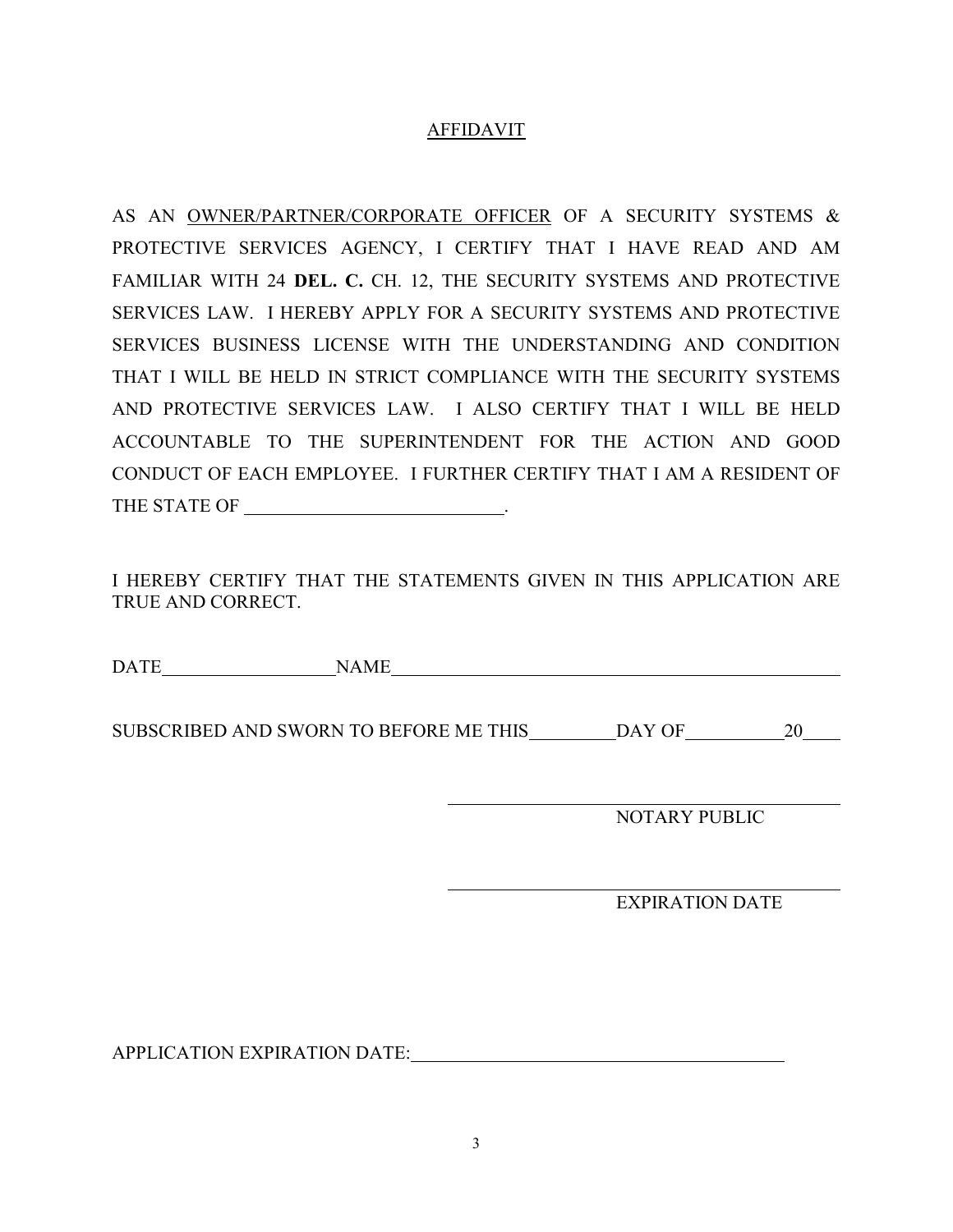# AFFIDAVIT

AS AN OWNER/PARTNER/CORPORATE OFFICER OF A SECURITY SYSTEMS & PROTECTIVE SERVICES AGENCY, I CERTIFY THAT I HAVE READ AND AM FAMILIAR WITH 24 **DEL. C.** CH. 12, THE SECURITY SYSTEMS AND PROTECTIVE SERVICES LAW. I HEREBY APPLY FOR A SECURITY SYSTEMS AND PROTECTIVE SERVICES BUSINESS LICENSE WITH THE UNDERSTANDING AND CONDITION THAT I WILL BE HELD IN STRICT COMPLIANCE WITH THE SECURITY SYSTEMS AND PROTECTIVE SERVICES LAW. I ALSO CERTIFY THAT I WILL BE HELD ACCOUNTABLE TO THE SUPERINTENDENT FOR THE ACTION AND GOOD CONDUCT OF EACH EMPLOYEE. I FURTHER CERTIFY THAT I AM A RESIDENT OF THE STATE OF ____________________________.

I HEREBY CERTIFY THAT THE STATEMENTS GIVEN IN THIS APPLICATION ARE TRUE AND CORRECT.

DATE___________________ NAME__________________________________________________

SUBSCRIBED AND SWORN TO BEFORE ME THIS_________DAY OF__________20____

____________________________________________
NOTARY PUBLIC

____________________________________________
EXPIRATION DATE

APPLICATION EXPIRATION DATE:________________________________________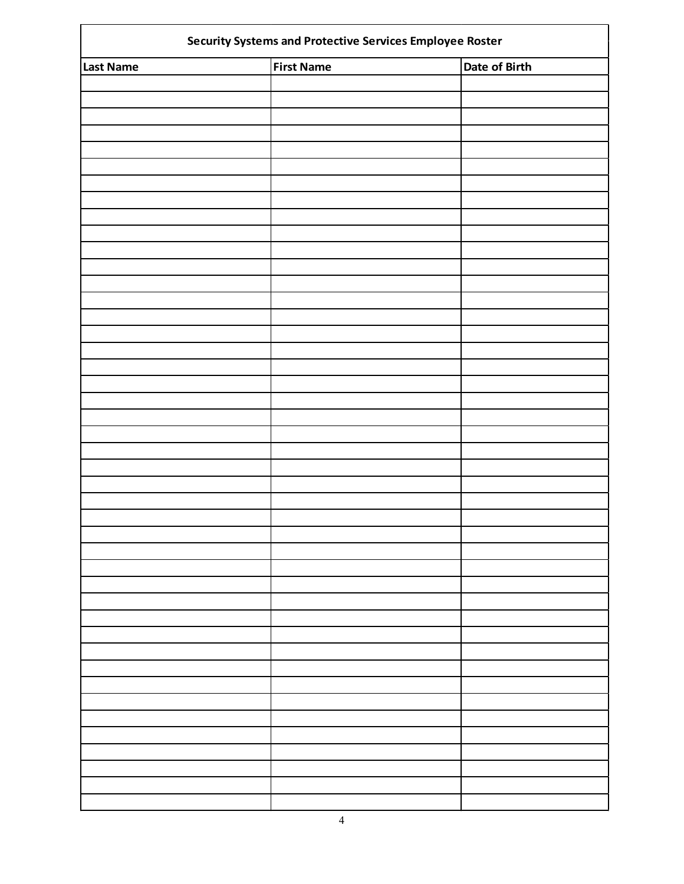**Security Systems and Protective Services Employee Roster**

| Last Name | First Name | Date of Birth |
|---|---|---|
| | | |
| | | |
| | | |
| | | |
| | | |
| | | |
| | | |
| | | |
| | | |
| | | |
| | | |
| | | |
| | | |
| | | |
| | | |
| | | |
| | | |
| | | |
| | | |
| | | |
| | | |
| | | |
| | | |
| | | |
| | | |
| | | |
| | | |
| | | |
| | | |
| | | |
| | | |
| | | |
| | | |
| | | |
| | | |
| | | |
| | | |
| | | |
| | | |
| | | |
| | | |
| | | |
| | | |